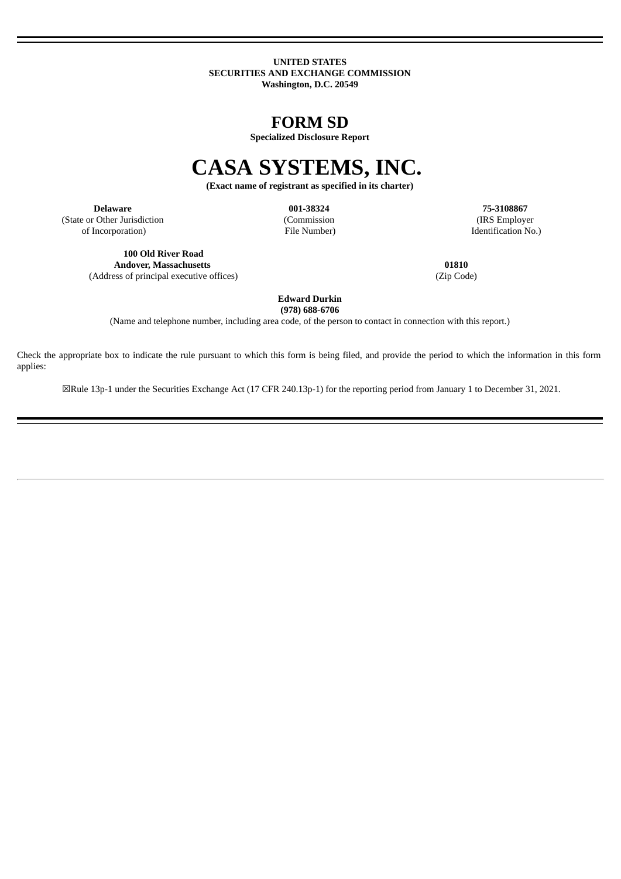**UNITED STATES**
**SECURITIES AND EXCHANGE COMMISSION**
**Washington, D.C. 20549**

# FORM SD

**Specialized Disclosure Report**

# CASA SYSTEMS, INC.

**(Exact name of registrant as specified in its charter)**

| | | |
|---|---|---|
| **Delaware** | **001-38324** | **75-3108867** |
| (State or Other Jurisdiction of Incorporation) | (Commission File Number) | (IRS Employer Identification No.) |

| | |
|---|---|
| **100 Old River Road** **Andover, Massachusetts** | **01810** |
| (Address of principal executive offices) | (Zip Code) |

**Edward Durkin**
**(978) 688-6706**
(Name and telephone number, including area code, of the person to contact in connection with this report.)

Check the appropriate box to indicate the rule pursuant to which this form is being filed, and provide the period to which the information in this form applies:

☒Rule 13p-1 under the Securities Exchange Act (17 CFR 240.13p-1) for the reporting period from January 1 to December 31, 2021.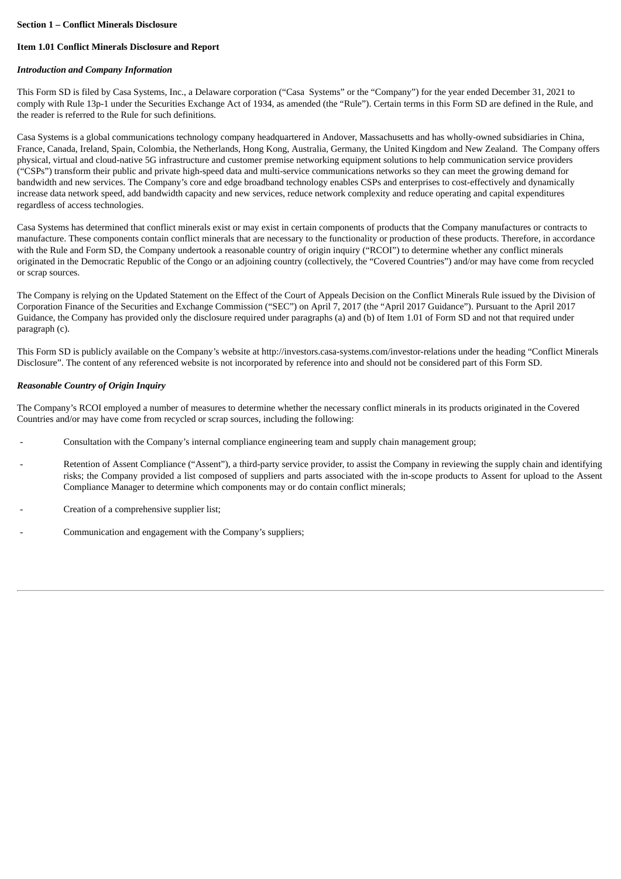**Section 1 – Conflict Minerals Disclosure**

**Item 1.01 Conflict Minerals Disclosure and Report**

***Introduction and Company Information***

This Form SD is filed by Casa Systems, Inc., a Delaware corporation ("Casa Systems" or the "Company") for the year ended December 31, 2021 to comply with Rule 13p-1 under the Securities Exchange Act of 1934, as amended (the "Rule"). Certain terms in this Form SD are defined in the Rule, and the reader is referred to the Rule for such definitions.

Casa Systems is a global communications technology company headquartered in Andover, Massachusetts and has wholly-owned subsidiaries in China, France, Canada, Ireland, Spain, Colombia, the Netherlands, Hong Kong, Australia, Germany, the United Kingdom and New Zealand. The Company offers physical, virtual and cloud-native 5G infrastructure and customer premise networking equipment solutions to help communication service providers ("CSPs") transform their public and private high-speed data and multi-service communications networks so they can meet the growing demand for bandwidth and new services. The Company's core and edge broadband technology enables CSPs and enterprises to cost-effectively and dynamically increase data network speed, add bandwidth capacity and new services, reduce network complexity and reduce operating and capital expenditures regardless of access technologies.

Casa Systems has determined that conflict minerals exist or may exist in certain components of products that the Company manufactures or contracts to manufacture. These components contain conflict minerals that are necessary to the functionality or production of these products. Therefore, in accordance with the Rule and Form SD, the Company undertook a reasonable country of origin inquiry ("RCOI") to determine whether any conflict minerals originated in the Democratic Republic of the Congo or an adjoining country (collectively, the "Covered Countries") and/or may have come from recycled or scrap sources.

The Company is relying on the Updated Statement on the Effect of the Court of Appeals Decision on the Conflict Minerals Rule issued by the Division of Corporation Finance of the Securities and Exchange Commission ("SEC") on April 7, 2017 (the "April 2017 Guidance"). Pursuant to the April 2017 Guidance, the Company has provided only the disclosure required under paragraphs (a) and (b) of Item 1.01 of Form SD and not that required under paragraph (c).

This Form SD is publicly available on the Company's website at http://investors.casa-systems.com/investor-relations under the heading "Conflict Minerals Disclosure". The content of any referenced website is not incorporated by reference into and should not be considered part of this Form SD.

***Reasonable Country of Origin Inquiry***

The Company's RCOI employed a number of measures to determine whether the necessary conflict minerals in its products originated in the Covered Countries and/or may have come from recycled or scrap sources, including the following:

- Consultation with the Company's internal compliance engineering team and supply chain management group;
- Retention of Assent Compliance ("Assent"), a third-party service provider, to assist the Company in reviewing the supply chain and identifying risks; the Company provided a list composed of suppliers and parts associated with the in-scope products to Assent for upload to the Assent Compliance Manager to determine which components may or do contain conflict minerals;
- Creation of a comprehensive supplier list;
- Communication and engagement with the Company's suppliers;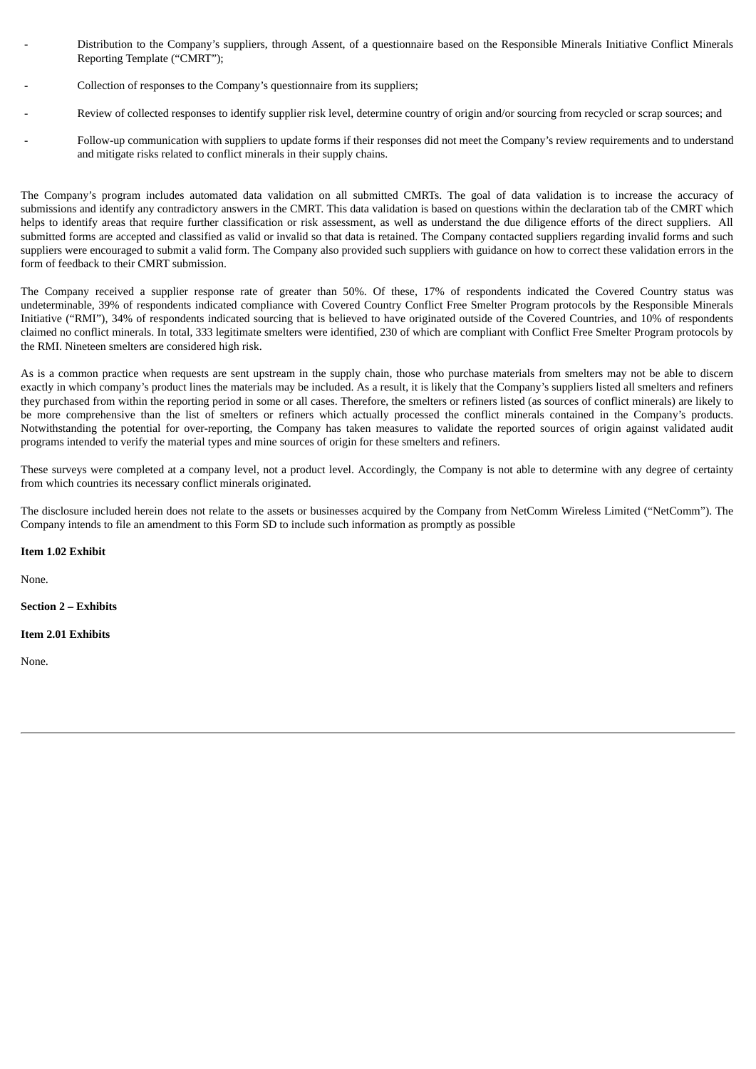- Distribution to the Company's suppliers, through Assent, of a questionnaire based on the Responsible Minerals Initiative Conflict Minerals Reporting Template ("CMRT");
- Collection of responses to the Company's questionnaire from its suppliers;
- Review of collected responses to identify supplier risk level, determine country of origin and/or sourcing from recycled or scrap sources; and
- Follow-up communication with suppliers to update forms if their responses did not meet the Company's review requirements and to understand and mitigate risks related to conflict minerals in their supply chains.

The Company's program includes automated data validation on all submitted CMRTs. The goal of data validation is to increase the accuracy of submissions and identify any contradictory answers in the CMRT. This data validation is based on questions within the declaration tab of the CMRT which helps to identify areas that require further classification or risk assessment, as well as understand the due diligence efforts of the direct suppliers. All submitted forms are accepted and classified as valid or invalid so that data is retained. The Company contacted suppliers regarding invalid forms and such suppliers were encouraged to submit a valid form. The Company also provided such suppliers with guidance on how to correct these validation errors in the form of feedback to their CMRT submission.

The Company received a supplier response rate of greater than 50%. Of these, 17% of respondents indicated the Covered Country status was undeterminable, 39% of respondents indicated compliance with Covered Country Conflict Free Smelter Program protocols by the Responsible Minerals Initiative ("RMI"), 34% of respondents indicated sourcing that is believed to have originated outside of the Covered Countries, and 10% of respondents claimed no conflict minerals. In total, 333 legitimate smelters were identified, 230 of which are compliant with Conflict Free Smelter Program protocols by the RMI. Nineteen smelters are considered high risk.

As is a common practice when requests are sent upstream in the supply chain, those who purchase materials from smelters may not be able to discern exactly in which company's product lines the materials may be included. As a result, it is likely that the Company's suppliers listed all smelters and refiners they purchased from within the reporting period in some or all cases. Therefore, the smelters or refiners listed (as sources of conflict minerals) are likely to be more comprehensive than the list of smelters or refiners which actually processed the conflict minerals contained in the Company's products. Notwithstanding the potential for over-reporting, the Company has taken measures to validate the reported sources of origin against validated audit programs intended to verify the material types and mine sources of origin for these smelters and refiners.

These surveys were completed at a company level, not a product level. Accordingly, the Company is not able to determine with any degree of certainty from which countries its necessary conflict minerals originated.

The disclosure included herein does not relate to the assets or businesses acquired by the Company from NetComm Wireless Limited ("NetComm"). The Company intends to file an amendment to this Form SD to include such information as promptly as possible

**Item 1.02 Exhibit**

None.

**Section 2 – Exhibits**

**Item 2.01 Exhibits**

None.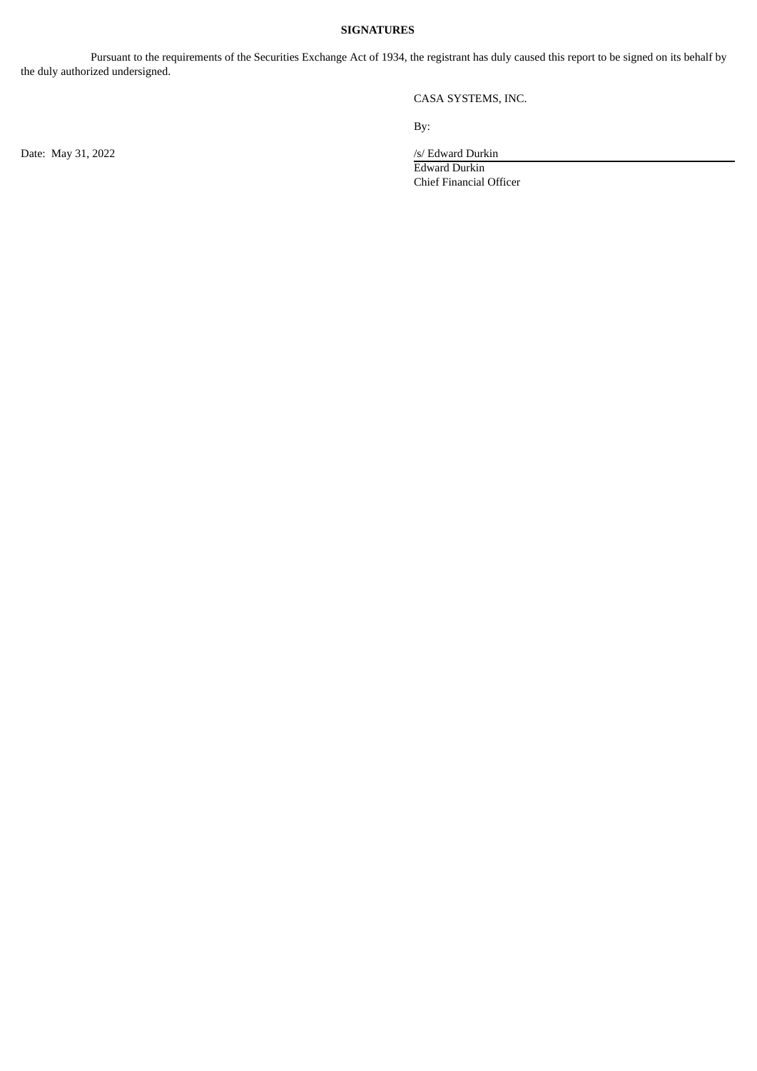**SIGNATURES**

Pursuant to the requirements of the Securities Exchange Act of 1934, the registrant has duly caused this report to be signed on its behalf by the duly authorized undersigned.

CASA SYSTEMS, INC.

By:

Date: May 31, 2022

/s/ Edward Durkin
Edward Durkin
Chief Financial Officer